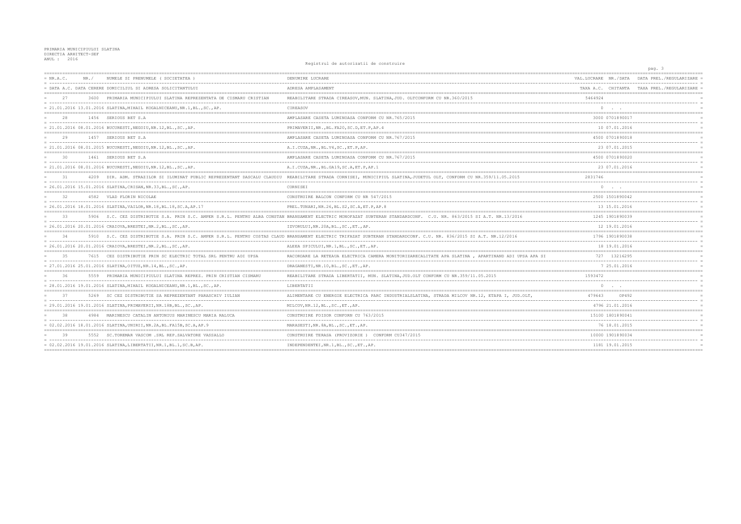PRIMARIA MUNICIPIULUI SLATINA
DIRECTIA ARHITECT-SEF
ANUL : 2016

Registrul de autorizatii de construire

| NR.A.C. / DATA A.C. | NR. / DATA CERERE | NUMELE SI PRENUMELE ( SOCIETATEA ) / DOMICILIUL SI ADRESA SOLICITANTULUI | DENUMIRE LUCRARE / ADRESA AMPLASAMENT | VAL.LUCRARE / TAXA A.C. | NR./DATA CHITANTA | DATA PREL./REGULARIZARE / TAXA PREL./REGULARIZARE |
|---|---|---|---|---|---|---|
| 27 | 3600 | PRIMARIA MUNICIPIULUI SLATINA REPREZENTATA DE CISMARU CRISTIAN | REABILITARE STRADA CIREASOV,MUN. SLATINA,JUD. OLTCONFORM CU NR.360/2015 | 5464924 | | |
| 21.01.2016 | 13.01.2016 | SLATINA,MIHAIL KOGALNICEANU,NR.1,BL.,SC.,AP. | CIREASOV | 0 | . . | |
| 28 | 1456 | SERIOUS BET S.A | AMPLASARE CASETA LUMINOASA CONFORM CU NR.765/2015 | 3000 | 0701890017 | |
| 21.01.2016 | 08.01.2016 | BUCURESTI,NEGOIU,NR.12,BL.,SC.,AP. | PRIMAVERII,NR.,BL.FA20,SC.D,ET.P,AP.4 | 10 | 07.01.2016 | |
| 29 | 1457 | SERIOUS BET S.A | AMPLASARE CASETA LUMINOASA CONFORM CU NR.767/2015 | 4500 | 0701890018 | |
| 21.01.2016 | 08.01.2015 | BUCURESTI,NEGOIU,NR.12,BL.,SC.,AP. | A.I.CUZA,NR.,BL.V4,SC.,ET.P,AP. | 23 | 07.01.2015 | |
| 30 | 1461 | SERIOUS BET S.A | AMPLASARE CASETA LUMINOASA CONFORM CU NR.767/2015 | 4500 | 0701890020 | |
| 21.01.2016 | 08.01.2016 | BUCURESTI,NEGOIU,NR.12,BL.,SC.,AP. | A.I.CUZA,NR.,BL.GA19,SC.A,ET.P,AP.1 | 23 | 07.01.2016 | |
| 31 | 4209 | DIR. ADM. STRAZILOR SI ILUMINAT PUBLIC REPREZENTANT DASCALU CLAUDIU | REABILITARE STRADA CORNISEI, MUNICIPIUL SLATINA,JUDETUL OLT, CONFORM CU NR.359/11.05.2015 | 2831746 | | |
| 26.01.2016 | 15.01.2016 | SLATINA,CRISAN,NR.33,BL.,SC.,AP. | CORNISEI | 0 | . . | |
| 32 | 4582 | VLAD FLORIN NICOLAE | CONSTRUIRE BALCON CONFORM CU NR 547/2015 | 2500 | 1501890042 | |
| 26.01.2016 | 18.01.2016 | SLATINA,VAILOR,NR.18,BL.18,SC.A,AP.17 | PREL.TUNARI,NR.26,BL.S2,SC.A,ET.P,AP.8 | 13 | 15.01.2016 | |
| 33 | 5906 | S.C. CEZ DISTRIBUTIE S.A. PRIN S.C. AMPER S.R.L. PENTRU ALBA CONSTAN | BRANSAMENT ELECTRIC MONOFAZAT SUBTERAN STANDARDCONF. C.U. NR. 863/2015 SI A.T. NR.13/2016 | 1245 | 1901890039 | |
| 26.01.2016 | 20.01.2016 | CRAIOVA,BRESTEI,NR.2,BL.,SC.,AP. | IZVORULUI,NR.20A,BL.,SC.,ET.,AP. | 12 | 19.01.2016 | |
| 34 | 5910 | S.C. CEZ DISTRIBUTIE S.A. PRIN S.C. AMPER S.R.L. PENTRU COSTAS CLAUD | BRANSAMENT ELECTRIC TRIFAZAT SUBTERAN STANDARDCONF. C.U. NR. 836/2015 SI A.T. NR.12/2016 | 1796 | 1901890038 | |
| 26.01.2016 | 20.01.2016 | CRAIOVA,BRESTEI,NR.2,BL.,SC.,AP. | ALEEA SPICULUI,NR.1,BL.,SC.,ET.,AP. | 18 | 19.01.2016 | |
| 35 | 7615 | CEZ DISTRIBUTIE PRIN SC ELECTRIC TOTAL SRL PENTRU ADI UPSA | RACORDARE LA RETEAUA ELECTRICA CAMERA MONITORIZARECALITATE APA SLATINA , APARTINAND ADI UPSA APA SI | 727 | 13216295 | |
| 27.01.2016 | 25.01.2016 | SLATINA,OITUZ,NR.14,BL.,SC.,AP. | DRAGANESTI,NR.10,BL.,SC.,ET.,AP. | 7 | 25.01.2016 | |
| 36 | 5559 | PRIMARIA MUNICIPIULUI SLATINA REPREZ. PRIN CRISTIAN CISMARU | REABILITARE STRADA LIBERTATII, MUN. SLATINA,JUD.OLT CONFORM CU NR.359/11.05.2015 | 1593472 | | |
| 28.01.2016 | 19.01.2016 | SLATINA,MIHAIL KOGALNICEANU,NR.1,BL.,SC.,AP. | LIBERTATII | 0 | . . | |
| 37 | 5269 | SC CEZ DISTRIBUTIE SA REPREZENTANT PARASCHIV IULIAN | ALIMENTARE CU ENERGIE ELECTRICA PARC INDUSTRIALSLATINA, STRADA MILCOV NR.12, ETAPA I, JUD.OLT, | 479643 | OP492 | |
| 29.01.2016 | 19.01.2016 | SLATINA,PRIMAVERII,NR.18B,BL.,SC.,AP. | MILCOV,NR.12,BL.,SC.,ET.,AP. | 4796 | 21.01.2016 | |
| 38 | 4984 | MARINESCU CATALIN ANTONIUS MARINESCU MARIA RALUCA | CONSTRUIRE FOISOR CONFORN CU 763/2015 | 15100 | 1801890041 | |
| 02.02.2016 | 18.01.2016 | SLATINA,UNIRII,NR.2A,BL.FA15B,SC.A,AP.9 | MARASESTI,NR.8A,BL.,SC.,ET.,AP. | 76 | 18.01.2015 | |
| 39 | 5552 | SC.TOREMAR VASCOM .SRL REP.SALVATORE VASSALLO | CONSTRUIRE TERASA (PROVIZORIE ) CONFORM CU347/2015 | 10000 | 1901890034 | |
| 02.02.2016 | 19.01.2016 | SLATINA,LIBERTATII,NR.1,BL.1,SC.B,AP. | INDEPENDENTEI,NR.1,BL.,SC.,ET.,AP. | 1181 | 19.01.2015 | |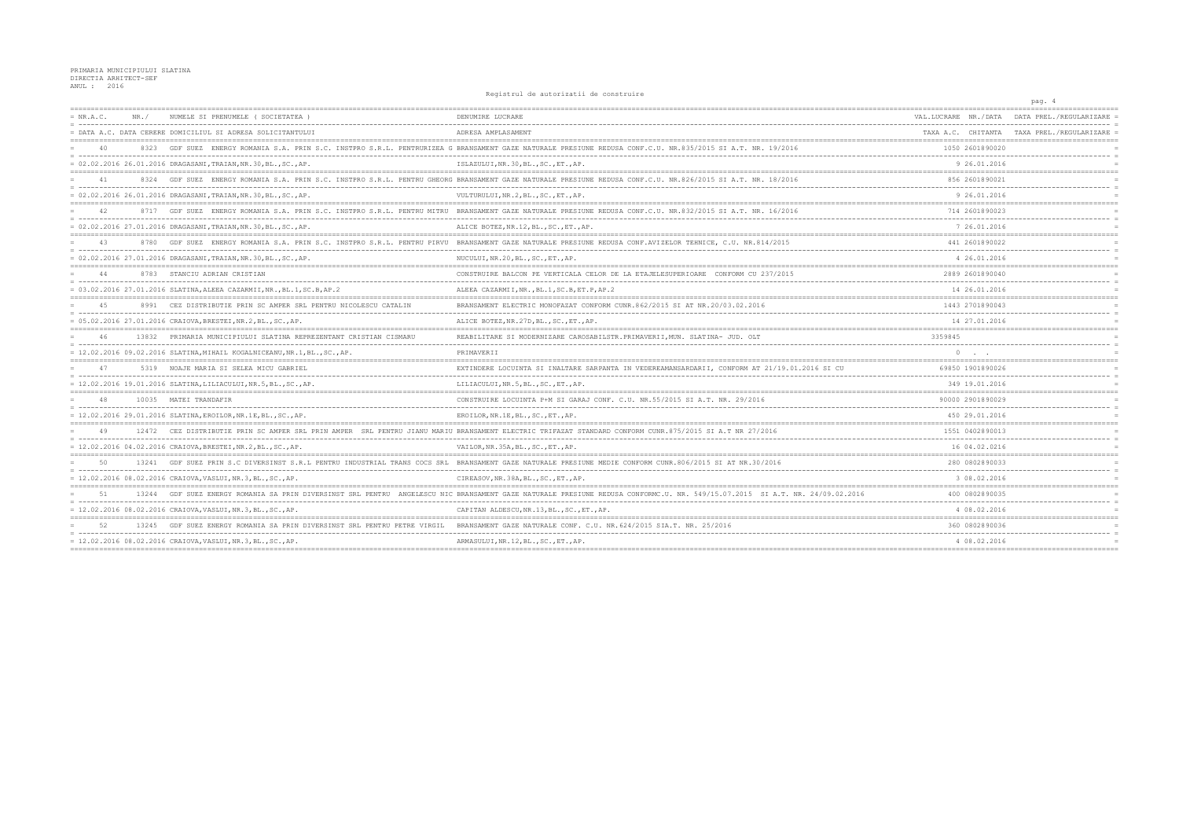PRIMARIA MUNICIPIULUI SLATINA
DIRECTIA ARHITECT-SEF
ANUL : 2016

Registrul de autorizatii de construire

| NR.A.C. | NR./ | NUMELE SI PRENUMELE ( SOCIETATEA ) | DENUMIRE LUCRARE | VAL.LUCRARE NR./DATA | DATA PREL./REGULARIZARE |
|---|---|---|---|---|---|
| DATA A.C. | DATA CERERE | DOMICILIUL SI ADRESA SOLICITANTULUI | ADRESA AMPLASAMENT | TAXA A.C. CHITANTA | TAXA PREL./REGULARIZARE |
| 40 | 8323 | GDF SUEZ ENERGY ROMANIA S.A. PRIN S.C. INSTPRO S.R.L. PENTRURIZEA G | BRANSAMENT GAZE NATURALE PRESIUNE REDUSA CONF.C.U. NR.835/2015 SI A.T. NR. 19/2016 | 1050 2601890020 | |
| 02.02.2016 | 26.01.2016 | DRAGASANI,TRAIAN,NR.30,BL.,SC.,AP. | ISLAZULUI,NR.30,BL.,SC.,ET.,AP. | 9 26.01.2016 | |
| 41 | 8324 | GDF SUEZ ENERGY ROMANIA S.A. PRIN S.C. INSTPRO S.R.L. PENTRU GHEORG | BRANSAMENT GAZE NATURALE PRESIUNE REDUSA CONF.C.U. NR.826/2015 SI A.T. NR. 18/2016 | 856 2601890021 | |
| 02.02.2016 | 26.01.2016 | DRAGASANI,TRAIAN,NR.30,BL.,SC.,AP. | VULTURULUI,NR.2,BL.,SC.,ET.,AP. | 9 26.01.2016 | |
| 42 | 8717 | GDF SUEZ ENERGY ROMANIA S.A. PRIN S.C. INSTPRO S.R.L. PENTRU MITRU | BRANSAMENT GAZE NATURALE PRESIUNE REDUSA CONF.C.U. NR.832/2015 SI A.T. NR. 16/2016 | 714 2601890023 | |
| 02.02.2016 | 27.01.2016 | DRAGASANI,TRAIAN,NR.30,BL.,SC.,AP. | ALICE BOTEZ,NR.12,BL.,SC.,ET.,AP. | 7 26.01.2016 | |
| 43 | 8780 | GDF SUEZ ENERGY ROMANIA S.A. PRIN S.C. INSTPRO S.R.L. PENTRU PIRVU | BRANSAMENT GAZE NATURALE PRESIUNE REDUSA CONF.AVIZELOR TEHNICE, C.U. NR.814/2015 | 441 2601890022 | |
| 02.02.2016 | 27.01.2016 | DRAGASANI,TRAIAN,NR.30,BL.,SC.,AP. | NUCULUI,NR.20,BL.,SC.,ET.,AP. | 4 26.01.2016 | |
| 44 | 8783 | STANCIU ADRIAN CRISTIAN | CONSTRUIRE BALCON PE VERTICALA CELOR DE LA ETAJELESUPERIOARE CONFORM CU 237/2015 | 2889 2601890040 | |
| 03.02.2016 | 27.01.2016 | SLATINA,ALEEA CAZARMII,NR.,BL.1,SC.B,AP.2 | ALEEA CAZARMII,NR.,BL.1,SC.B,ET.P,AP.2 | 14 26.01.2016 | |
| 45 | 8991 | CEZ DISTRIBUTIE PRIN SC AMPER SRL PENTRU NICOLESCU CATALIN | BRANSAMENT ELECTRIC MONOFAZAT CONFORM CUNR.862/2015 SI AT NR.20/03.02.2016 | 1443 2701890043 | |
| 05.02.2016 | 27.01.2016 | CRAIOVA,BRESTEI,NR.2,BL.,SC.,AP. | ALICE BOTEZ,NR.27D,BL.,SC.,ET.,AP. | 14 27.01.2016 | |
| 46 | 13832 | PRIMARIA MUNICIPIULUI SLATINA REPREZENTANT CRISTIAN CISMARU | REABILITARE SI MODERNIZARE CAROSABILSTR.PRIMAVERII,MUN. SLATINA- JUD. OLT | 3359845 | |
| 12.02.2016 | 09.02.2016 | SLATINA,MIHAIL KOGALNICEANU,NR.1,BL.,SC.,AP. | PRIMAVERII | 0 . . | |
| 47 | 5319 | NOAJE MARIA SI SELEA MICU GABRIEL | EXTINDERE LOCUINTA SI INALTARE SARPANTA IN VEDEREAMANSARDARII, CONFORM AT 21/19.01.2016 SI CU | 69850 1901890026 | |
| 12.02.2016 | 19.01.2016 | SLATINA,LILIACULUI,NR.5,BL.,SC.,AP. | LILIACULUI,NR.5,BL.,SC.,ET.,AP. | 349 19.01.2016 | |
| 48 | 10035 | MATEI TRANDAFIR | CONSTRUIRE LOCUINTA P+M SI GARAJ CONF. C.U. NR.55/2015 SI A.T. NR. 29/2016 | 90000 2901890029 | |
| 12.02.2016 | 29.01.2016 | SLATINA,EROILOR,NR.1E,BL.,SC.,AP. | EROILOR,NR.1E,BL.,SC.,ET.,AP. | 450 29.01.2016 | |
| 49 | 12472 | CEZ DISTRIBUTIE PRIN SC AMPER SRL PRIN AMPER SRL PENTRU JIANU MARIU | BRANSAMENT ELECTRIC TRIFAZAT STANDARD CONFORM CUNR.875/2015 SI A.T NR 27/2016 | 1551 0402890013 | |
| 12.02.2016 | 04.02.2016 | CRAIOVA,BRESTEI,NR.2,BL.,SC.,AP. | VAILOR,NR.35A,BL.,SC.,ET.,AP. | 16 04.02.0216 | |
| 50 | 13241 | GDF SUEZ PRIN S.C DIVERSINST S.R.L PENTRU INDUSTRIAL TRANS COCS SRL | BRANSAMENT GAZE NATURALE PRESIUNE MEDIE CONFORM CUNR.806/2015 SI AT NR.30/2016 | 280 0802890033 | |
| 12.02.2016 | 08.02.2016 | CRAIOVA,VASLUI,NR.3,BL.,SC.,AP. | CIREASOV,NR.38A,BL.,SC.,ET.,AP. | 3 08.02.2016 | |
| 51 | 13244 | GDF SUEZ ENERGY ROMANIA SA PRIN DIVERSINST SRL PENTRU ANGELESCU NIC | BRANSAMENT GAZE NATURALE PRESIUNE REDUSA CONFORMC.U. NR. 549/15.07.2015 SI A.T. NR. 24/09.02.2016 | 400 0802890035 | |
| 12.02.2016 | 08.02.2016 | CRAIOVA,VASLUI,NR.3,BL.,SC.,AP. | CAPITAN ALDESCU,NR.13,BL.,SC.,ET.,AP. | 4 08.02.2016 | |
| 52 | 13245 | GDF SUEZ ENERGY ROMANIA SA PRIN DIVERSINST SRL PENTRU PETRE VIRGIL | BRANSAMENT GAZE NATURALE CONF. C.U. NR.624/2015 SIA.T. NR. 25/2016 | 360 0802890036 | |
| 12.02.2016 | 08.02.2016 | CRAIOVA,VASLUI,NR.3,BL.,SC.,AP. | ARMASULUI,NR.12,BL.,SC.,ET.,AP. | 4 08.02.2016 | |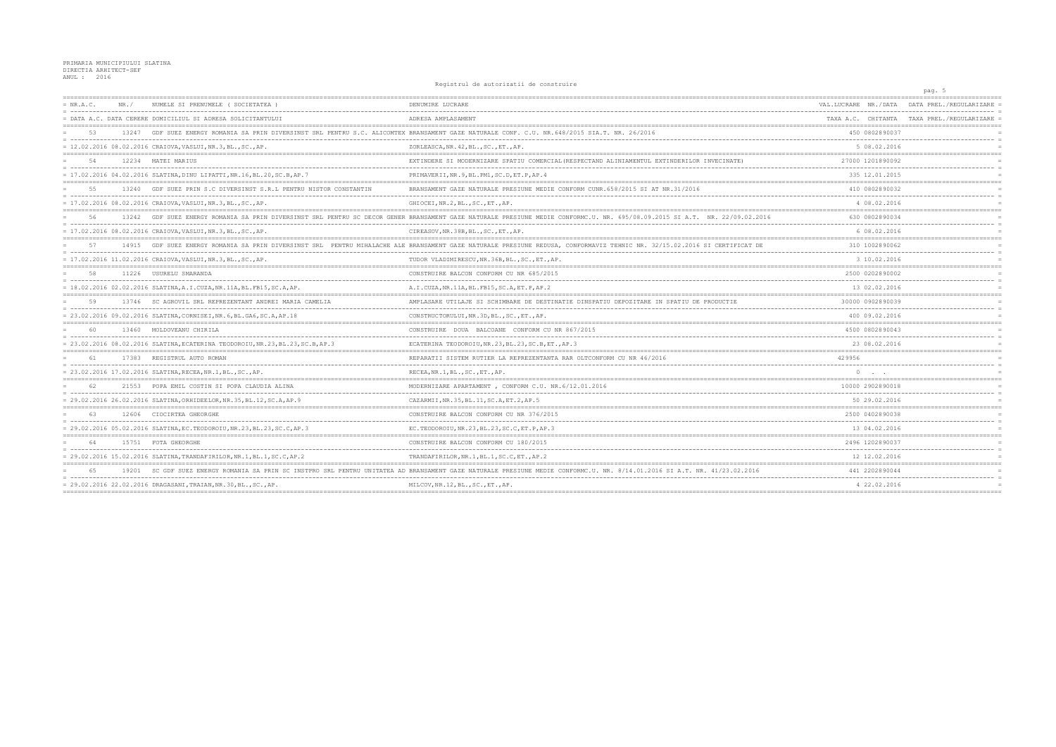PRIMARIA MUNICIPIULUI SLATINA
DIRECTIA ARHITECT-SEF
ANUL : 2016

Registrul de autorizatii de construire

| NR.A.C. | NR./ | NUMELE SI PRENUMELE ( SOCIETATEA ) | DENUMIRE LUCRARE | VAL.LUCRARE | NR./DATA | DATA PREL./REGULARIZARE |
|---|---|---|---|---|---|---|
| DATA A.C. | DATA CERERE | DOMICILIUL SI ADRESA SOLICITANTULUI | ADRESA AMPLASAMENT | TAXA A.C. | CHITANTA | TAXA PREL./REGULARIZARE |
| 53 | 13247 | GDF SUEZ ENERGY ROMANIA SA PRIN DIVERSINST SRL PENTRU S.C. ALICOMTEX | BRANSAMENT GAZE NATURALE CONF. C.U. NR.648/2015 SIA.T. NR. 26/2016 | 450 | 0802890037 | |
| 12.02.2016 | 08.02.2016 | CRAIOVA,VASLUI,NR.3,BL.,SC.,AP. | ZORLEASCA,NR.42,BL.,SC.,ET.,AP. | 5 | 08.02.2016 | |
| 54 | 12234 | MATEI MARIUS | EXTINDERE SI MODERNIZARE SPATIU COMERCIAL(RESPECTAND ALINIAMENTUL EXTINDERILOR INVECINATE) | 27000 | 1201890092 | |
| 17.02.2016 | 04.02.2016 | SLATINA,DINU LIPATTI,NR.16,BL.20,SC.B,AP.7 | PRIMAVERII,NR.9,BL.PM1,SC.D,ET.P,AP.4 | 335 | 12.01.2015 | |
| 55 | 13240 | GDF SUEZ PRIN S.C DIVERSINST S.R.L PENTRU NISTOR CONSTANTIN | BRANSAMENT GAZE NATURALE PRESIUNE MEDIE CONFORM CUNR.658/2015 SI AT NR.31/2016 | 410 | 0802890032 | |
| 17.02.2016 | 08.02.2016 | CRAIOVA,VASLUI,NR.3,BL.,SC.,AP. | GHIOCEI,NR.2,BL.,SC.,ET.,AP. | 4 | 08.02.2016 | |
| 56 | 13242 | GDF SUEZ ENERGY ROMANIA SA PRIN DIVERSINST SRL PENTRU SC DECOR GENER | BRANSAMENT GAZE NATURALE PRESIUNE MEDIE CONFORMC.U. NR. 695/08.09.2015 SI A.T. NR. 22/09.02.2016 | 630 | 0802890034 | |
| 17.02.2016 | 08.02.2016 | CRAIOVA,VASLUI,NR.3,BL.,SC.,AP. | CIREASOV,NR.38B,BL.,SC.,ET.,AP. | 6 | 08.02.2016 | |
| 57 | 14915 | GDF SUEZ ENERGY ROMANIA SA PRIN DIVERSINST SRL PENTRU MIHALACHE ALE | BRANSAMENT GAZE NATURALE PRESIUNE REDUSA, CONFORMAVIZ TEHNIC NR. 32/15.02.2016 SI CERTIFICAT DE | 310 | 1002890062 | |
| 17.02.2016 | 11.02.2016 | CRAIOVA,VASLUI,NR.3,BL.,SC.,AP. | TUDOR VLADIMIRESCU,NR.36B,BL.,SC.,ET.,AP. | 3 | 10.02.2016 | |
| 58 | 11226 | USURELU SMARANDA | CONSTRUIRE BALCON CONFORM CU NR 685/2015 | 2500 | 0202890002 | |
| 18.02.2016 | 02.02.2016 | SLATINA,A.I.CUZA,NR.11A,BL.FB15,SC.A,AP. | A.I.CUZA,NR.11A,BL.FB15,SC.A,ET.P,AP.2 | 13 | 02.02.2016 | |
| 59 | 13746 | SC AGROVIL SRL REPREZENTANT ANDREI MARIA CAMELIA | AMPLASARE UTILAJE SI SCHIMBARE DE DESTINATIE DINSPATIU DEPOZITARE IN SPATIU DE PRODUCTIE | 30000 | 0902890039 | |
| 23.02.2016 | 09.02.2016 | SLATINA,CORNISEI,NR.6,BL.GA6,SC.A,AP.18 | CONSTRUCTORULUI,NR.3D,BL.,SC.,ET.,AP. | 400 | 09.02.2016 | |
| 60 | 13460 | MOLDOVEANU CHIRILA | CONSTRUIRE DOUA BALCOANE CONFORM CU NR 867/2015 | 4500 | 0802890043 | |
| 23.02.2016 | 08.02.2016 | SLATINA,ECATERINA TEODOROIU,NR.23,BL.23,SC.B,AP.3 | ECATERINA TEODOROIU,NR.23,BL.23,SC.B,ET.,AP.3 | 23 | 08.02.2016 | |
| 61 | 17383 | REGISTRUL AUTO ROMAN | REPARATII SISTEM RUTIER LA REPREZENTANTA RAR OLTCONFORM CU NR 46/2016 | 429956 | | |
| 23.02.2016 | 17.02.2016 | SLATINA,RECEA,NR.1,BL.,SC.,AP. | RECEA,NR.1,BL.,SC.,ET.,AP. | 0 | . . | |
| 62 | 21553 | POPA EMIL COSTIN SI POPA CLAUDIA ALINA | MODERNIZARE APARTAMENT , CONFORM C.U. NR.6/12.01.2016 | 10000 | 2902890018 | |
| 29.02.2016 | 26.02.2016 | SLATINA,ORHIDEELOR,NR.35,BL.12,SC.A,AP.9 | CAZARMII,NR.35,BL.11,SC.A,ET.2,AP.5 | 50 | 29.02.2016 | |
| 63 | 12606 | CIOCIRTEA GHEORGHE | CONSTRUIRE BALCON CONFORM CU NR 376/2015 | 2500 | 0402890038 | |
| 29.02.2016 | 05.02.2016 | SLATINA,EC.TEODOROIU,NR.23,BL.23,SC.C,AP.3 | EC.TEODOROIU,NR.23,BL.23,SC.C,ET.P,AP.3 | 13 | 04.02.2016 | |
| 64 | 15751 | FOTA GHEORGHE | CONSTRUIRE BALCON CONFORM CU 180/2015 | 2496 | 1202890037 | |
| 29.02.2016 | 15.02.2016 | SLATINA,TRANDAFIRILOR,NR.1,BL.1,SC.C,AP.2 | TRANDAFIRILOR,NR.1,BL.1,SC.C,ET.,AP.2 | 12 | 12.02.2016 | |
| 65 | 19201 | SC GDF SUEZ ENERGY ROMANIA SA PRIN SC INSTPRO SRL PENTRU UNITATEA AD | BRANSAMENT GAZE NATURALE PRESIUNE MEDIE CONFORMC.U. NR. 8/14.01.2016 SI A.T. NR. 41/23.02.2016 | 441 | 2202890044 | |
| 29.02.2016 | 22.02.2016 | DRAGASANI,TRAIAN,NR.30,BL.,SC.,AP. | MILCOV,NR.12,BL.,SC.,ET.,AP. | 4 | 22.02.2016 | |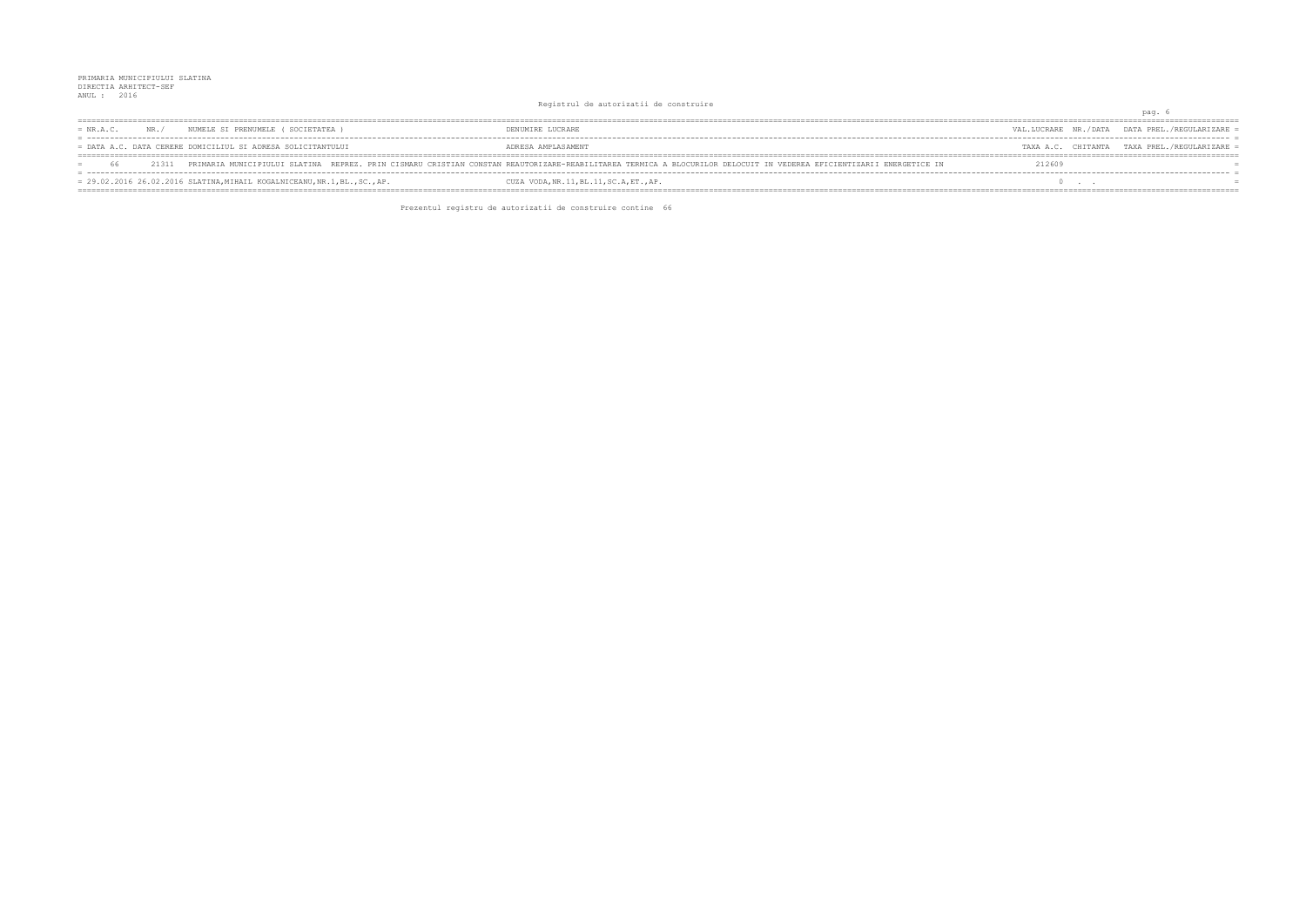PRIMARIA MUNICIPIULUI SLATINA
DIRECTIA ARHITECT-SEF
ANUL : 2016

Registrul de autorizatii de construire

| NR.A.C. / DATA A.C. | NR./ DATA CERERE | NUMELE SI PRENUMELE ( SOCIETATEA ) / DOMICILIUL SI ADRESA SOLICITANTULUI | DENUMIRE LUCRARE / ADRESA AMPLASAMENT | VAL.LUCRARE / TAXA A.C. | NR./DATA CHITANTA | DATA PREL./REGULARIZARE / TAXA PREL./REGULARIZARE |
|---|---|---|---|---|---|---|
| 66 | 21311 | PRIMARIA MUNICIPIULUI SLATINA REPREZ. PRIN CISMARU CRISTIAN CONSTAN | REAUTORIZARE-REABILITAREA TERMICA A BLOCURILOR DELOCUIT IN VEDEREA EFICIENTIZARII ENERGETICE IN | 212609 | | |
| 29.02.2016 | 26.02.2016 | SLATINA,MIHAIL KOGALNICEANU,NR.1,BL.,SC.,AP. | CUZA VODA,NR.11,BL.11,SC.A,ET.,AP. | 0 | . . | |

Prezentul registru de autorizatii de construire contine 66